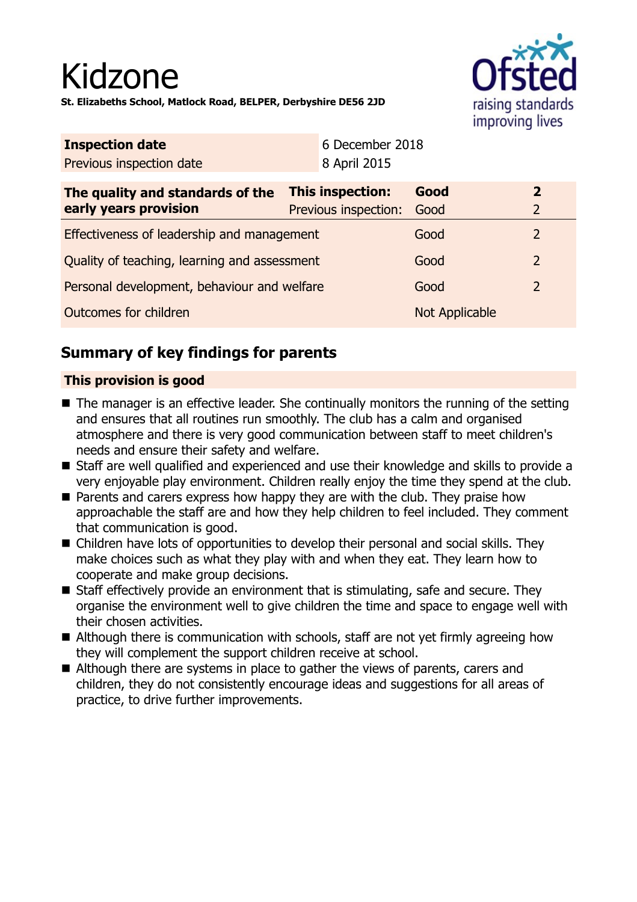# Kidzone

**St. Elizabeths School, Matlock Road, BELPER, Derbyshire DE56 2JD**

| **Inspection date** | 6 December 2018 |
|---|---|
| Previous inspection date | 8 April 2015 |

| **The quality and standards of the early years provision** | **This inspection:** | **Good** | **2** |
|---|---|---|---|
| | Previous inspection: | Good | 2 |
| Effectiveness of leadership and management | | Good | 2 |
| Quality of teaching, learning and assessment | | Good | 2 |
| Personal development, behaviour and welfare | | Good | 2 |
| Outcomes for children | | Not Applicable | |

## Summary of key findings for parents

**This provision is good**

- The manager is an effective leader. She continually monitors the running of the setting and ensures that all routines run smoothly. The club has a calm and organised atmosphere and there is very good communication between staff to meet children's needs and ensure their safety and welfare.
- Staff are well qualified and experienced and use their knowledge and skills to provide a very enjoyable play environment. Children really enjoy the time they spend at the club.
- Parents and carers express how happy they are with the club. They praise how approachable the staff are and how they help children to feel included. They comment that communication is good.
- Children have lots of opportunities to develop their personal and social skills. They make choices such as what they play with and when they eat. They learn how to cooperate and make group decisions.
- Staff effectively provide an environment that is stimulating, safe and secure. They organise the environment well to give children the time and space to engage well with their chosen activities.
- Although there is communication with schools, staff are not yet firmly agreeing how they will complement the support children receive at school.
- Although there are systems in place to gather the views of parents, carers and children, they do not consistently encourage ideas and suggestions for all areas of practice, to drive further improvements.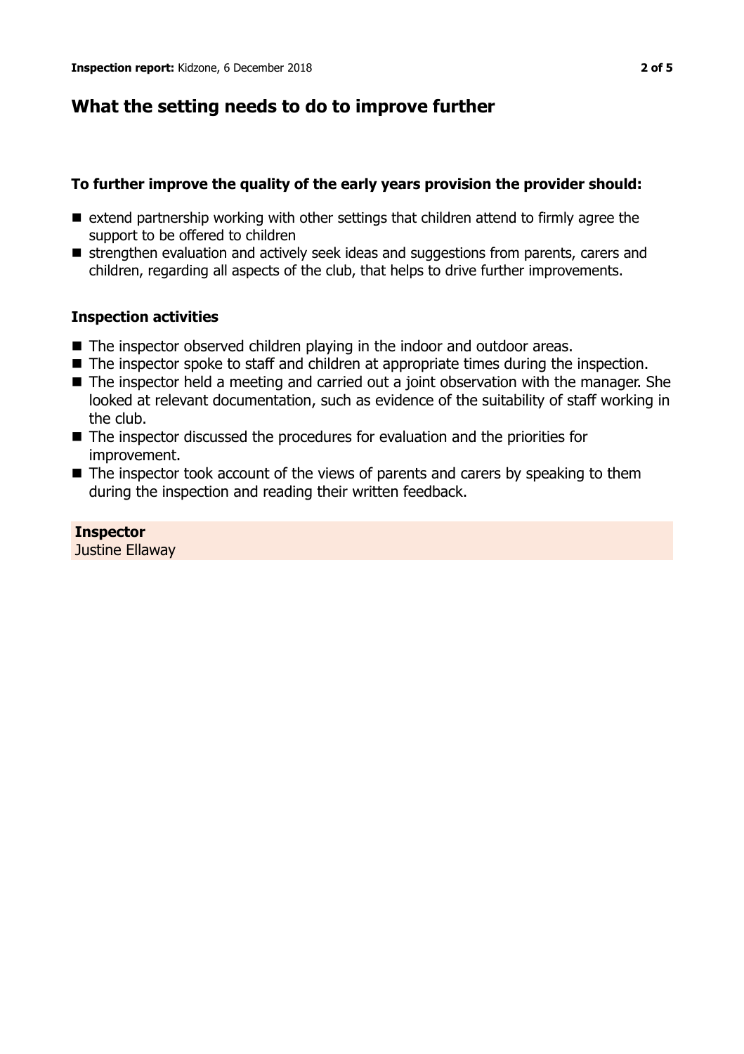## What the setting needs to do to improve further

**To further improve the quality of the early years provision the provider should:**

- extend partnership working with other settings that children attend to firmly agree the support to be offered to children
- strengthen evaluation and actively seek ideas and suggestions from parents, carers and children, regarding all aspects of the club, that helps to drive further improvements.

**Inspection activities**

- The inspector observed children playing in the indoor and outdoor areas.
- The inspector spoke to staff and children at appropriate times during the inspection.
- The inspector held a meeting and carried out a joint observation with the manager. She looked at relevant documentation, such as evidence of the suitability of staff working in the club.
- The inspector discussed the procedures for evaluation and the priorities for improvement.
- The inspector took account of the views of parents and carers by speaking to them during the inspection and reading their written feedback.

**Inspector**
Justine Ellaway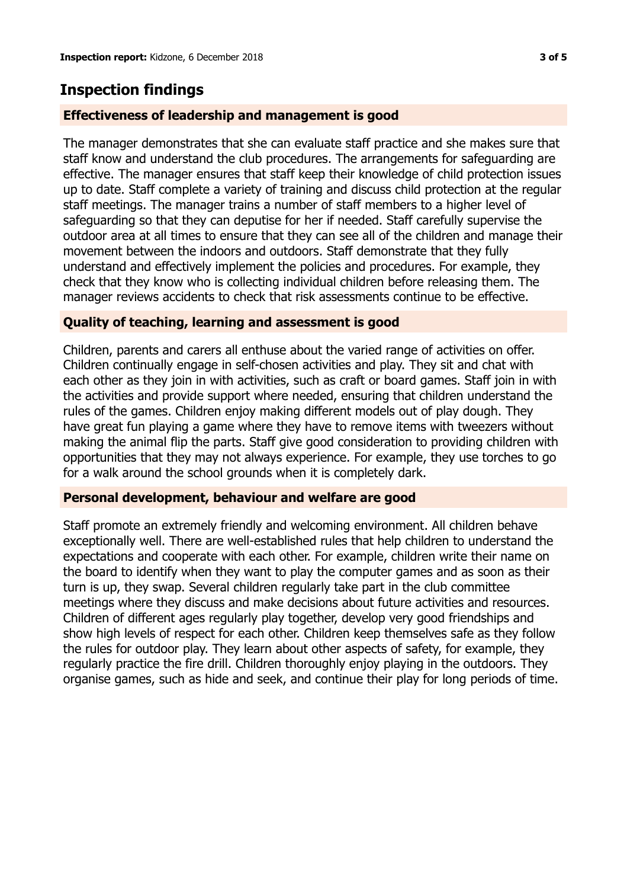## Inspection findings

### Effectiveness of leadership and management is good

The manager demonstrates that she can evaluate staff practice and she makes sure that staff know and understand the club procedures. The arrangements for safeguarding are effective. The manager ensures that staff keep their knowledge of child protection issues up to date. Staff complete a variety of training and discuss child protection at the regular staff meetings. The manager trains a number of staff members to a higher level of safeguarding so that they can deputise for her if needed. Staff carefully supervise the outdoor area at all times to ensure that they can see all of the children and manage their movement between the indoors and outdoors. Staff demonstrate that they fully understand and effectively implement the policies and procedures. For example, they check that they know who is collecting individual children before releasing them. The manager reviews accidents to check that risk assessments continue to be effective.

### Quality of teaching, learning and assessment is good

Children, parents and carers all enthuse about the varied range of activities on offer. Children continually engage in self-chosen activities and play. They sit and chat with each other as they join in with activities, such as craft or board games. Staff join in with the activities and provide support where needed, ensuring that children understand the rules of the games. Children enjoy making different models out of play dough. They have great fun playing a game where they have to remove items with tweezers without making the animal flip the parts. Staff give good consideration to providing children with opportunities that they may not always experience. For example, they use torches to go for a walk around the school grounds when it is completely dark.

### Personal development, behaviour and welfare are good

Staff promote an extremely friendly and welcoming environment. All children behave exceptionally well. There are well-established rules that help children to understand the expectations and cooperate with each other. For example, children write their name on the board to identify when they want to play the computer games and as soon as their turn is up, they swap. Several children regularly take part in the club committee meetings where they discuss and make decisions about future activities and resources. Children of different ages regularly play together, develop very good friendships and show high levels of respect for each other. Children keep themselves safe as they follow the rules for outdoor play. They learn about other aspects of safety, for example, they regularly practice the fire drill. Children thoroughly enjoy playing in the outdoors. They organise games, such as hide and seek, and continue their play for long periods of time.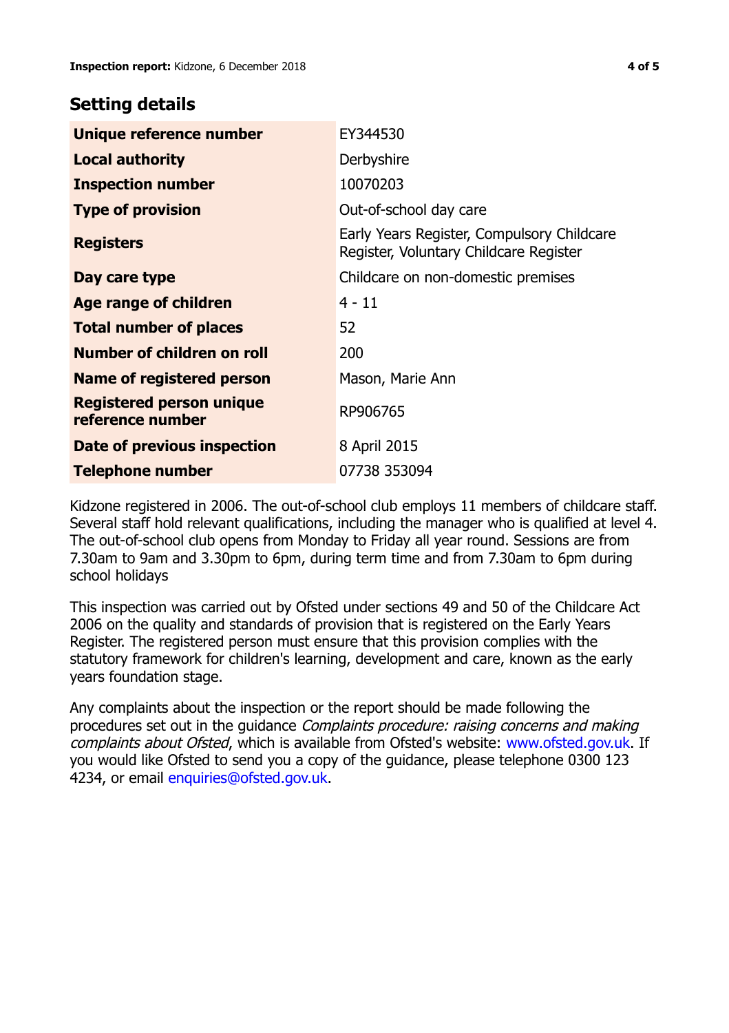## Setting details

| | |
|---|---|
| **Unique reference number** | EY344530 |
| **Local authority** | Derbyshire |
| **Inspection number** | 10070203 |
| **Type of provision** | Out-of-school day care |
| **Registers** | Early Years Register, Compulsory Childcare Register, Voluntary Childcare Register |
| **Day care type** | Childcare on non-domestic premises |
| **Age range of children** | 4 - 11 |
| **Total number of places** | 52 |
| **Number of children on roll** | 200 |
| **Name of registered person** | Mason, Marie Ann |
| **Registered person unique reference number** | RP906765 |
| **Date of previous inspection** | 8 April 2015 |
| **Telephone number** | 07738 353094 |

Kidzone registered in 2006. The out-of-school club employs 11 members of childcare staff. Several staff hold relevant qualifications, including the manager who is qualified at level 4. The out-of-school club opens from Monday to Friday all year round. Sessions are from 7.30am to 9am and 3.30pm to 6pm, during term time and from 7.30am to 6pm during school holidays

This inspection was carried out by Ofsted under sections 49 and 50 of the Childcare Act 2006 on the quality and standards of provision that is registered on the Early Years Register. The registered person must ensure that this provision complies with the statutory framework for children's learning, development and care, known as the early years foundation stage.

Any complaints about the inspection or the report should be made following the procedures set out in the guidance *Complaints procedure: raising concerns and making complaints about Ofsted*, which is available from Ofsted's website: www.ofsted.gov.uk. If you would like Ofsted to send you a copy of the guidance, please telephone 0300 123 4234, or email enquiries@ofsted.gov.uk.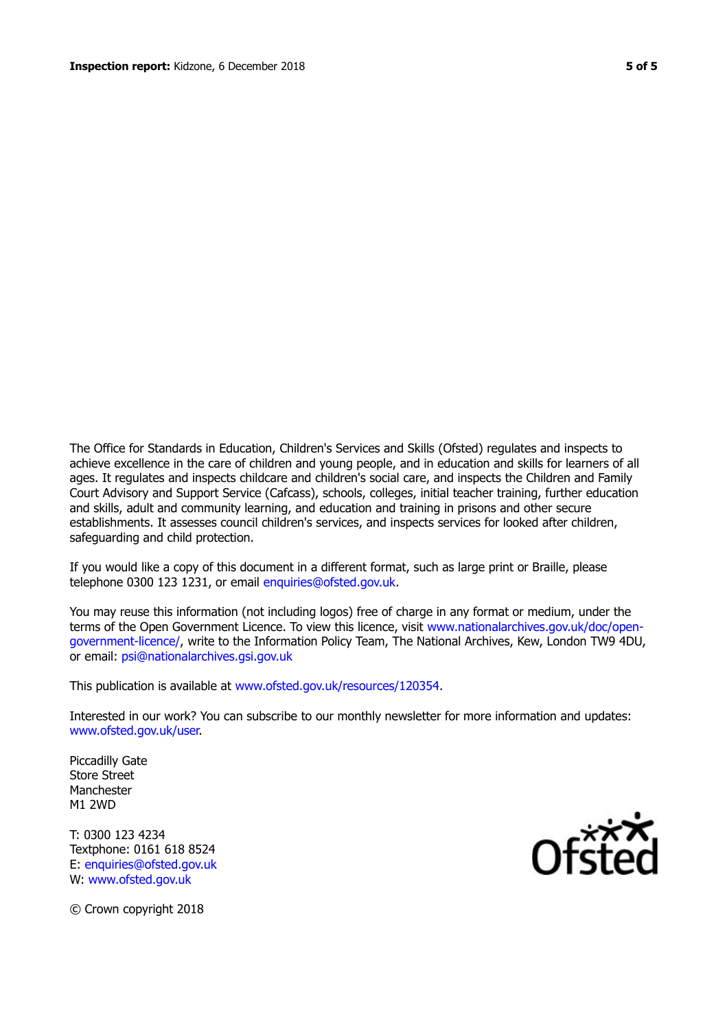The Office for Standards in Education, Children's Services and Skills (Ofsted) regulates and inspects to achieve excellence in the care of children and young people, and in education and skills for learners of all ages. It regulates and inspects childcare and children's social care, and inspects the Children and Family Court Advisory and Support Service (Cafcass), schools, colleges, initial teacher training, further education and skills, adult and community learning, and education and training in prisons and other secure establishments. It assesses council children's services, and inspects services for looked after children, safeguarding and child protection.

If you would like a copy of this document in a different format, such as large print or Braille, please telephone 0300 123 1231, or email enquiries@ofsted.gov.uk.

You may reuse this information (not including logos) free of charge in any format or medium, under the terms of the Open Government Licence. To view this licence, visit www.nationalarchives.gov.uk/doc/open-government-licence/, write to the Information Policy Team, The National Archives, Kew, London TW9 4DU, or email: psi@nationalarchives.gsi.gov.uk

This publication is available at www.ofsted.gov.uk/resources/120354.

Interested in our work? You can subscribe to our monthly newsletter for more information and updates: www.ofsted.gov.uk/user.

Piccadilly Gate
Store Street
Manchester
M1 2WD

T: 0300 123 4234
Textphone: 0161 618 8524
E: enquiries@ofsted.gov.uk
W: www.ofsted.gov.uk

© Crown copyright 2018